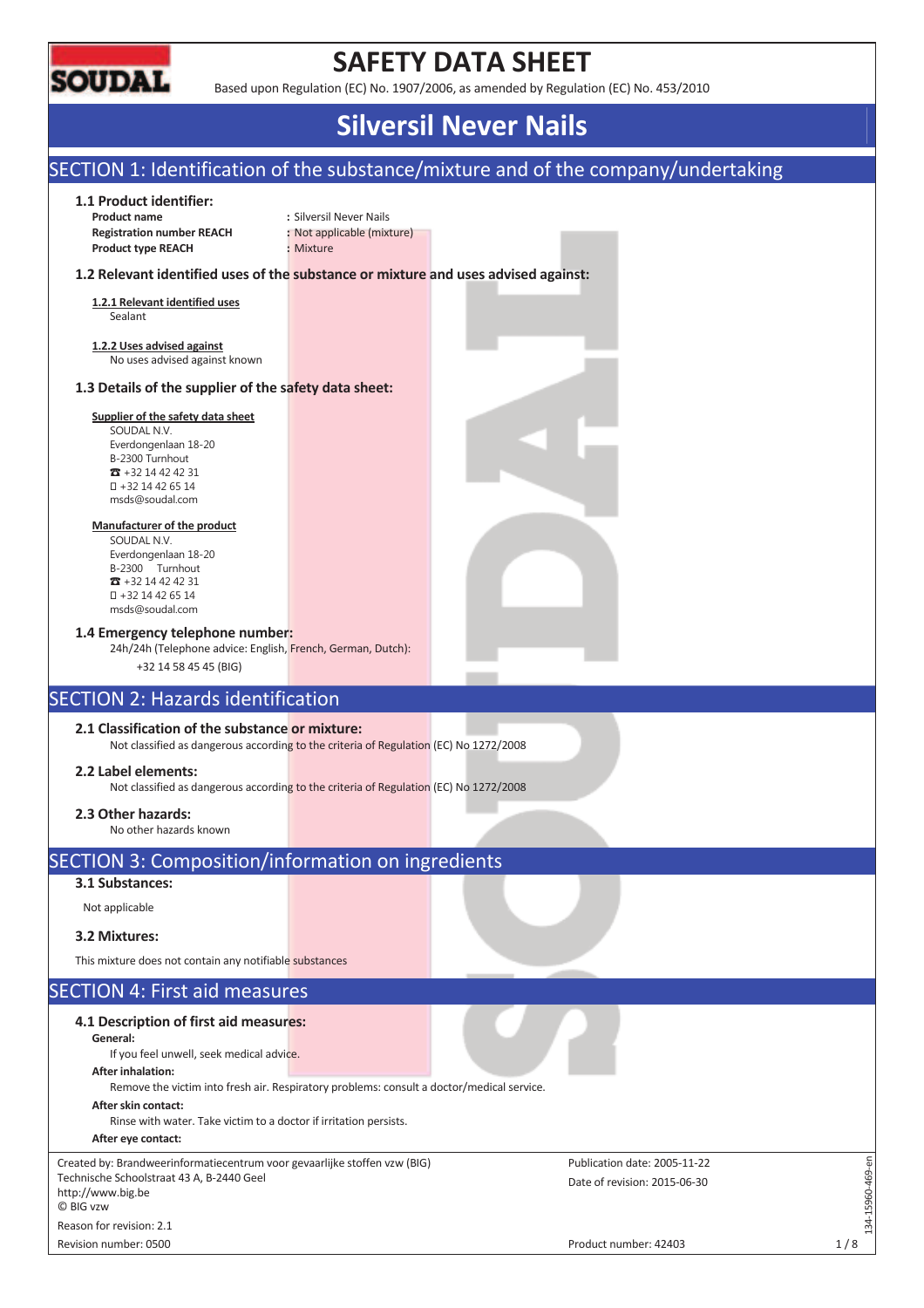SOUDAL

# SAFETY DATA SHEET

Based upon Regulation (EC) No. 1907/2006, as amended by Regulation (EC) No. 453/2010

# Silversil Never Nails

## SECTION 1: Identification of the substance/mixture and of the company/undertaking

### 1.1 Product identifier:

**Product name** : Silversil Never Nails
**Registration number REACH** : Not applicable (mixture)
**Product type REACH** : Mixture

### 1.2 Relevant identified uses of the substance or mixture and uses advised against:

**1.2.1 Relevant identified uses**

Sealant

**1.2.2 Uses advised against**

No uses advised against known

### 1.3 Details of the supplier of the safety data sheet:

**Supplier of the safety data sheet**

SOUDAL N.V.
Everdongenlaan 18-20
B-2300 Turnhout
☎ +32 14 42 42 31
+32 14 42 65 14
msds@soudal.com

**Manufacturer of the product**

SOUDAL N.V.
Everdongenlaan 18-20
B-2300 Turnhout
☎ +32 14 42 42 31
+32 14 42 65 14
msds@soudal.com

### 1.4 Emergency telephone number:

24h/24h (Telephone advice: English, French, German, Dutch):

+32 14 58 45 45 (BIG)

## SECTION 2: Hazards identification

### 2.1 Classification of the substance or mixture:

Not classified as dangerous according to the criteria of Regulation (EC) No 1272/2008

### 2.2 Label elements:

Not classified as dangerous according to the criteria of Regulation (EC) No 1272/2008

### 2.3 Other hazards:

No other hazards known

## SECTION 3: Composition/information on ingredients

### 3.1 Substances:

Not applicable

### 3.2 Mixtures:

This mixture does not contain any notifiable substances

## SECTION 4: First aid measures

### 4.1 Description of first aid measures:

**General:**

If you feel unwell, seek medical advice.

**After inhalation:**

Remove the victim into fresh air. Respiratory problems: consult a doctor/medical service.

**After skin contact:**

Rinse with water. Take victim to a doctor if irritation persists.

**After eye contact:**

Created by: Brandweerinformatiecentrum voor gevaarlijke stoffen vzw (BIG)
Technische Schoolstraat 43 A, B-2440 Geel
http://www.big.be
© BIG vzw

Reason for revision: 2.1
Revision number: 0500

Publication date: 2005-11-22
Date of revision: 2015-06-30

Product number: 42403

134-15960-469-en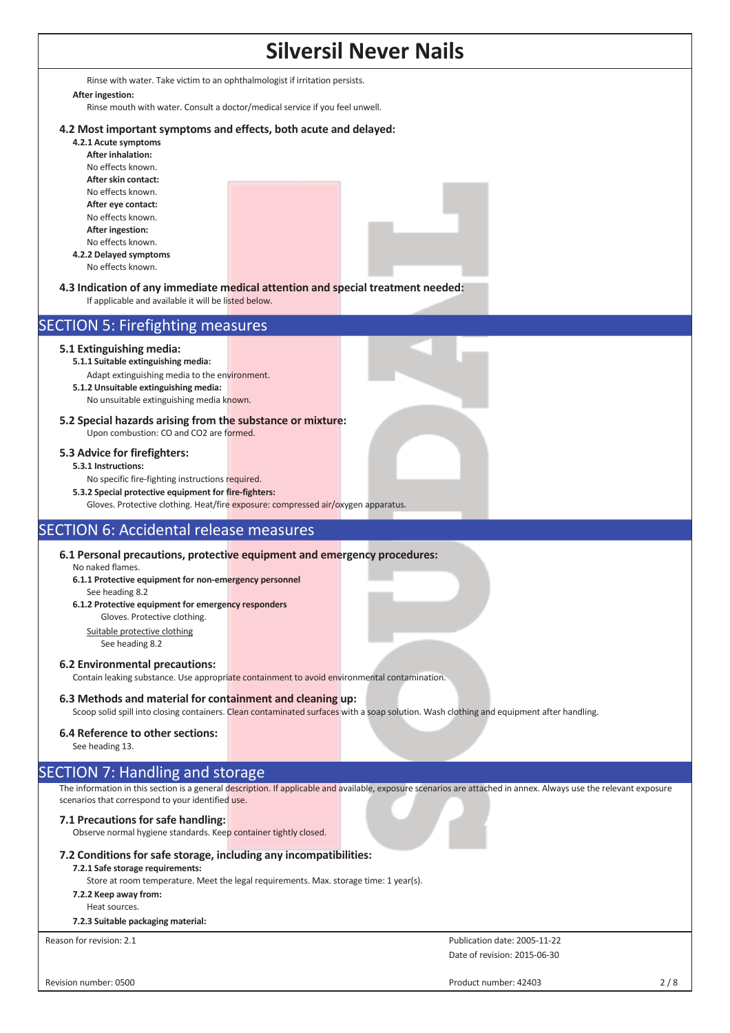Rinse with water. Take victim to an ophthalmologist if irritation persists.

**After ingestion:**

Rinse mouth with water. Consult a doctor/medical service if you feel unwell.

### 4.2 Most important symptoms and effects, both acute and delayed:

**4.2.1 Acute symptoms**

**After inhalation:**

No effects known.

**After skin contact:**

No effects known.

**After eye contact:**

No effects known.

**After ingestion:**

No effects known.

**4.2.2 Delayed symptoms**

No effects known.

### 4.3 Indication of any immediate medical attention and special treatment needed:

If applicable and available it will be listed below.

## SECTION 5: Firefighting measures

### 5.1 Extinguishing media:

**5.1.1 Suitable extinguishing media:**

Adapt extinguishing media to the environment.

**5.1.2 Unsuitable extinguishing media:**

No unsuitable extinguishing media known.

### 5.2 Special hazards arising from the substance or mixture:

Upon combustion: CO and $CO_2$ are formed.

### 5.3 Advice for firefighters:

**5.3.1 Instructions:**

No specific fire-fighting instructions required.

**5.3.2 Special protective equipment for fire-fighters:**

Gloves. Protective clothing. Heat/fire exposure: compressed air/oxygen apparatus.

## SECTION 6: Accidental release measures

### 6.1 Personal precautions, protective equipment and emergency procedures:

No naked flames.

**6.1.1 Protective equipment for non-emergency personnel**

See heading 8.2

**6.1.2 Protective equipment for emergency responders**

Gloves. Protective clothing.

Suitable protective clothing

See heading 8.2

### 6.2 Environmental precautions:

Contain leaking substance. Use appropriate containment to avoid environmental contamination.

### 6.3 Methods and material for containment and cleaning up:

Scoop solid spill into closing containers. Clean contaminated surfaces with a soap solution. Wash clothing and equipment after handling.

### 6.4 Reference to other sections:

See heading 13.

## SECTION 7: Handling and storage

The information in this section is a general description. If applicable and available, exposure scenarios are attached in annex. Always use the relevant exposure scenarios that correspond to your identified use.

### 7.1 Precautions for safe handling:

Observe normal hygiene standards. Keep container tightly closed.

### 7.2 Conditions for safe storage, including any incompatibilities:

**7.2.1 Safe storage requirements:**

Store at room temperature. Meet the legal requirements. Max. storage time: 1 year(s).

**7.2.2 Keep away from:**

Heat sources.

**7.2.3 Suitable packaging material:**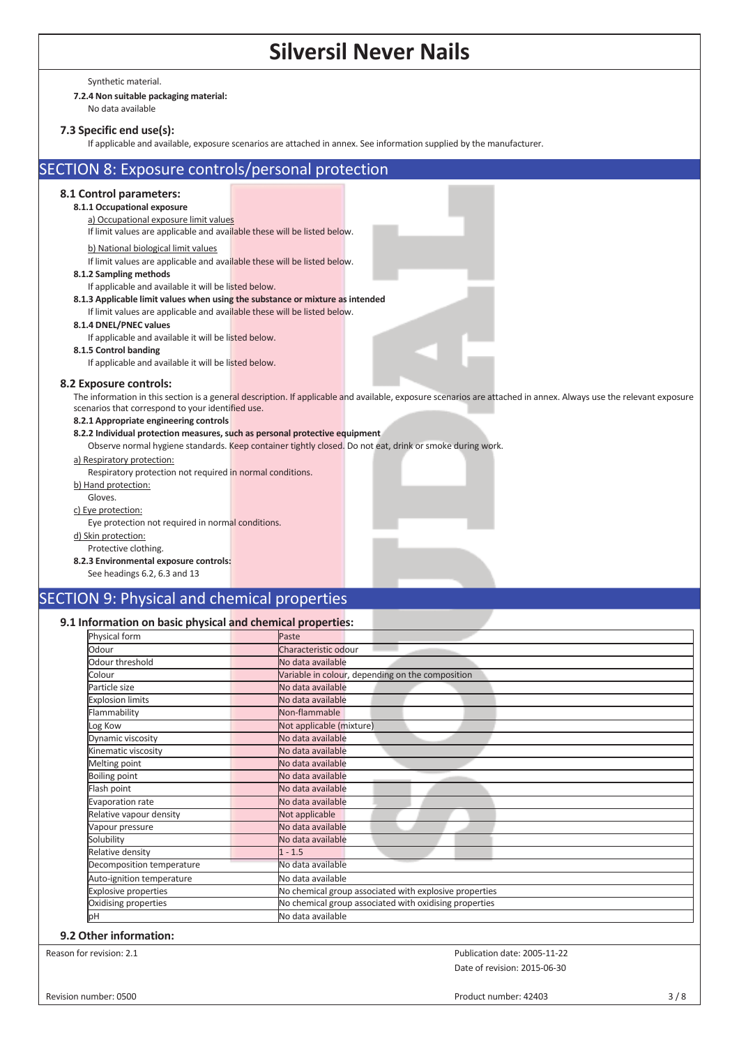Synthetic material.

**7.2.4 Non suitable packaging material:**

No data available

### 7.3 Specific end use(s):

If applicable and available, exposure scenarios are attached in annex. See information supplied by the manufacturer.

## SECTION 8: Exposure controls/personal protection

### 8.1 Control parameters:

**8.1.1 Occupational exposure**

a) Occupational exposure limit values

If limit values are applicable and available these will be listed below.

b) National biological limit values

If limit values are applicable and available these will be listed below.

**8.1.2 Sampling methods**

If applicable and available it will be listed below.

**8.1.3 Applicable limit values when using the substance or mixture as intended**

If limit values are applicable and available these will be listed below.

**8.1.4 DNEL/PNEC values**

If applicable and available it will be listed below.

**8.1.5 Control banding**

If applicable and available it will be listed below.

### 8.2 Exposure controls:

The information in this section is a general description. If applicable and available, exposure scenarios are attached in annex. Always use the relevant exposure scenarios that correspond to your identified use.

**8.2.1 Appropriate engineering controls**

**8.2.2 Individual protection measures, such as personal protective equipment**

Observe normal hygiene standards. Keep container tightly closed. Do not eat, drink or smoke during work.

a) Respiratory protection:

Respiratory protection not required in normal conditions.

b) Hand protection:

Gloves.

c) Eye protection:

Eye protection not required in normal conditions.

d) Skin protection:

Protective clothing.

**8.2.3 Environmental exposure controls:**

See headings 6.2, 6.3 and 13

## SECTION 9: Physical and chemical properties

### 9.1 Information on basic physical and chemical properties:

| | |
|---|---|
| Physical form | Paste |
| Odour | Characteristic odour |
| Odour threshold | No data available |
| Colour | Variable in colour, depending on the composition |
| Particle size | No data available |
| Explosion limits | No data available |
| Flammability | Non-flammable |
| Log Kow | Not applicable (mixture) |
| Dynamic viscosity | No data available |
| Kinematic viscosity | No data available |
| Melting point | No data available |
| Boiling point | No data available |
| Flash point | No data available |
| Evaporation rate | No data available |
| Relative vapour density | Not applicable |
| Vapour pressure | No data available |
| Solubility | No data available |
| Relative density | 1 - 1.5 |
| Decomposition temperature | No data available |
| Auto-ignition temperature | No data available |
| Explosive properties | No chemical group associated with explosive properties |
| Oxidising properties | No chemical group associated with oxidising properties |
| pH | No data available |

### 9.2 Other information: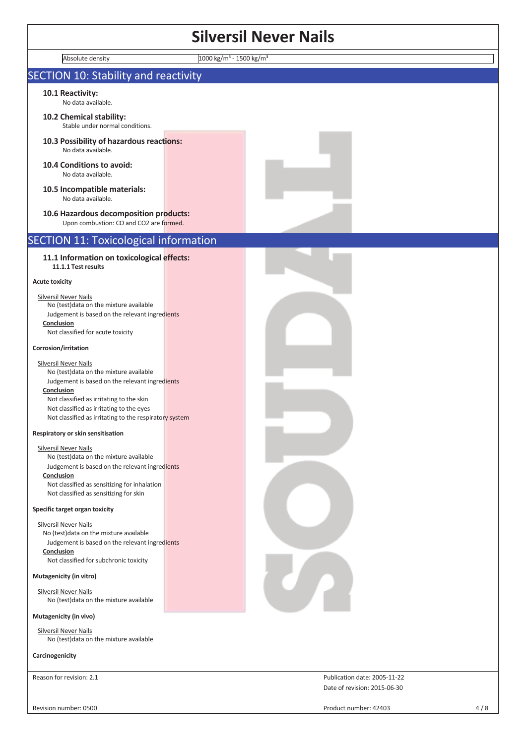| Absolute density | 1000 kg/m³ - 1500 kg/m³ |
|---|---|

## SECTION 10: Stability and reactivity

### 10.1 Reactivity:

No data available.

### 10.2 Chemical stability:

Stable under normal conditions.

### 10.3 Possibility of hazardous reactions:

No data available.

### 10.4 Conditions to avoid:

No data available.

### 10.5 Incompatible materials:

No data available.

### 10.6 Hazardous decomposition products:

Upon combustion: CO and CO2 are formed.

## SECTION 11: Toxicological information

### 11.1 Information on toxicological effects:

**11.1.1 Test results**

**Acute toxicity**

Silversil Never Nails
No (test)data on the mixture available
Judgement is based on the relevant ingredients
**Conclusion**
Not classified for acute toxicity

**Corrosion/irritation**

Silversil Never Nails
No (test)data on the mixture available
Judgement is based on the relevant ingredients
**Conclusion**
Not classified as irritating to the skin
Not classified as irritating to the eyes
Not classified as irritating to the respiratory system

**Respiratory or skin sensitisation**

Silversil Never Nails
No (test)data on the mixture available
Judgement is based on the relevant ingredients
**Conclusion**
Not classified as sensitizing for inhalation
Not classified as sensitizing for skin

**Specific target organ toxicity**

Silversil Never Nails
No (test)data on the mixture available
Judgement is based on the relevant ingredients
**Conclusion**
Not classified for subchronic toxicity

**Mutagenicity (in vitro)**

Silversil Never Nails
No (test)data on the mixture available

**Mutagenicity (in vivo)**

Silversil Never Nails
No (test)data on the mixture available

**Carcinogenicity**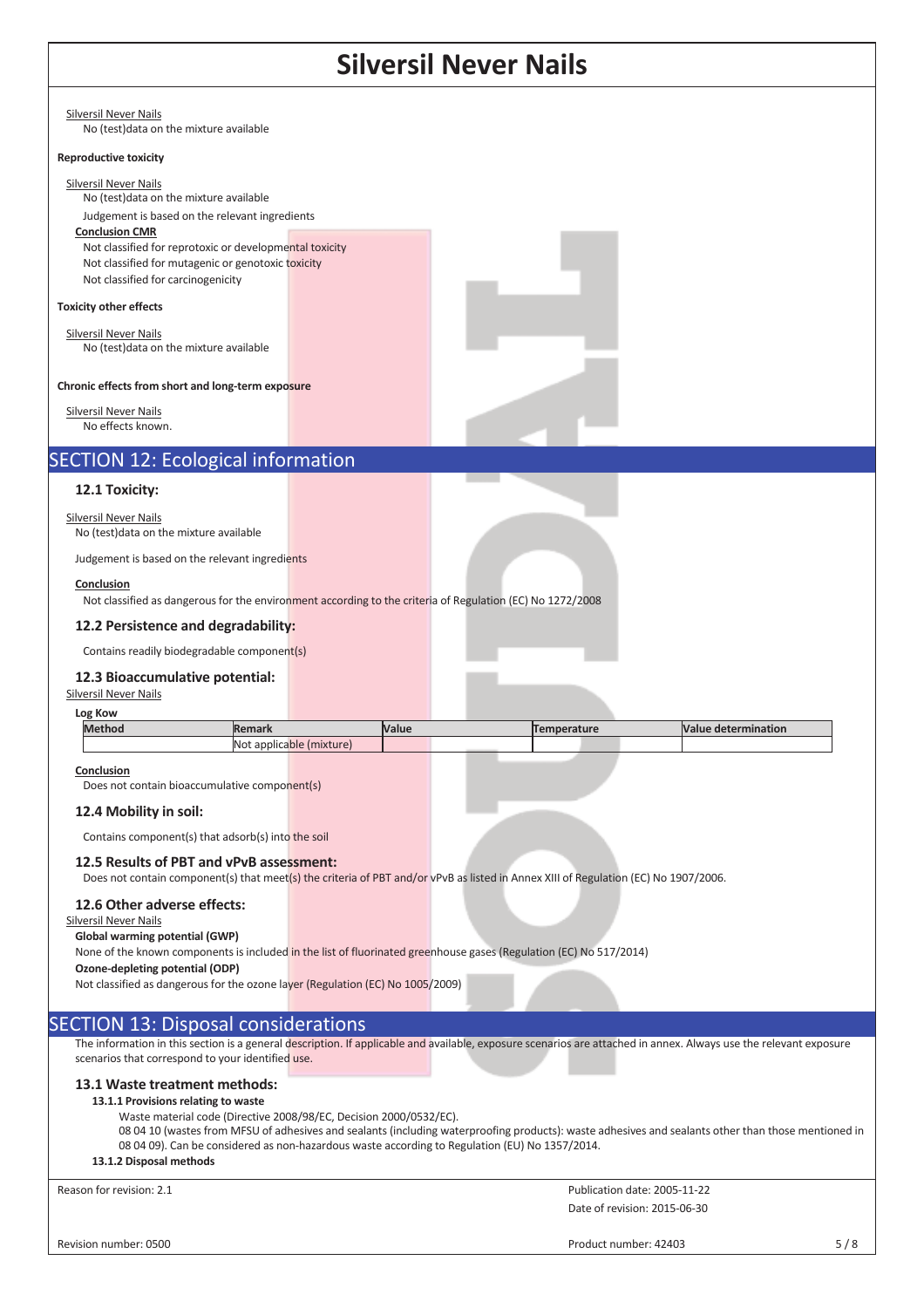Silversil Never Nails

No (test)data on the mixture available

**Reproductive toxicity**

Silversil Never Nails

No (test)data on the mixture available

Judgement is based on the relevant ingredients

**Conclusion CMR**

Not classified for reprotoxic or developmental toxicity

Not classified for mutagenic or genotoxic toxicity

Not classified for carcinogenicity

**Toxicity other effects**

Silversil Never Nails

No (test)data on the mixture available

**Chronic effects from short and long-term exposure**

Silversil Never Nails

No effects known.

## SECTION 12: Ecological information

### 12.1 Toxicity:

Silversil Never Nails

No (test)data on the mixture available

Judgement is based on the relevant ingredients

**Conclusion**

Not classified as dangerous for the environment according to the criteria of Regulation (EC) No 1272/2008

### 12.2 Persistence and degradability:

Contains readily biodegradable component(s)

### 12.3 Bioaccumulative potential:

Silversil Never Nails

**Log Kow**

| Method | Remark | Value | Temperature | Value determination |
|---|---|---|---|---|
| | Not applicable (mixture) | | | |

**Conclusion**

Does not contain bioaccumulative component(s)

### 12.4 Mobility in soil:

Contains component(s) that adsorb(s) into the soil

### 12.5 Results of PBT and vPvB assessment:

Does not contain component(s) that meet(s) the criteria of PBT and/or vPvB as listed in Annex XIII of Regulation (EC) No 1907/2006.

### 12.6 Other adverse effects:

Silversil Never Nails

**Global warming potential (GWP)**

None of the known components is included in the list of fluorinated greenhouse gases (Regulation (EC) No 517/2014)

**Ozone-depleting potential (ODP)**

Not classified as dangerous for the ozone layer (Regulation (EC) No 1005/2009)

## SECTION 13: Disposal considerations

The information in this section is a general description. If applicable and available, exposure scenarios are attached in annex. Always use the relevant exposure scenarios that correspond to your identified use.

### 13.1 Waste treatment methods:

**13.1.1 Provisions relating to waste**

Waste material code (Directive 2008/98/EC, Decision 2000/0532/EC).

08 04 10 (wastes from MFSU of adhesives and sealants (including waterproofing products): waste adhesives and sealants other than those mentioned in 08 04 09). Can be considered as non-hazardous waste according to Regulation (EU) No 1357/2014.

**13.1.2 Disposal methods**

Reason for revision: 2.1

Publication date: 2005-11-22

Date of revision: 2015-06-30

Revision number: 0500

Product number: 42403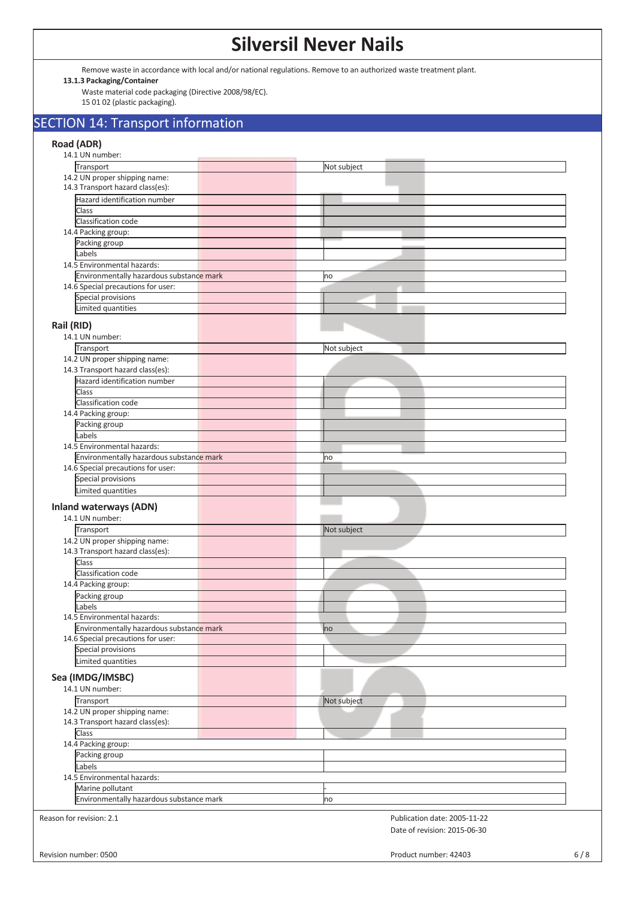Remove waste in accordance with local and/or national regulations. Remove to an authorized waste treatment plant.

**13.1.3 Packaging/Container**

Waste material code packaging (Directive 2008/98/EC).
15 01 02 (plastic packaging).

## SECTION 14: Transport information

### Road (ADR)

14.1 UN number:

| Transport | Not subject |
|---|---|

14.2 UN proper shipping name:
14.3 Transport hazard class(es):

| Hazard identification number | |
|---|---|
| Class | |
| Classification code | |

14.4 Packing group:

| Packing group | |
|---|---|
| Labels | |

14.5 Environmental hazards:

| Environmentally hazardous substance mark | no |
|---|---|

14.6 Special precautions for user:

| Special provisions | |
|---|---|
| Limited quantities | |

### Rail (RID)

14.1 UN number:

| Transport | Not subject |
|---|---|

14.2 UN proper shipping name:
14.3 Transport hazard class(es):

| Hazard identification number | |
|---|---|
| Class | |
| Classification code | |

14.4 Packing group:

| Packing group | |
|---|---|
| Labels | |

14.5 Environmental hazards:

| Environmentally hazardous substance mark | no |
|---|---|

14.6 Special precautions for user:

| Special provisions | |
|---|---|
| Limited quantities | |

### Inland waterways (ADN)

14.1 UN number:

| Transport | Not subject |
|---|---|

14.2 UN proper shipping name:
14.3 Transport hazard class(es):

| Class | |
|---|---|
| Classification code | |

14.4 Packing group:

| Packing group | |
|---|---|
| Labels | |

14.5 Environmental hazards:

| Environmentally hazardous substance mark | no |
|---|---|

14.6 Special precautions for user:

| Special provisions | |
|---|---|
| Limited quantities | |

### Sea (IMDG/IMSBC)

14.1 UN number:

| Transport | Not subject |
|---|---|

14.2 UN proper shipping name:
14.3 Transport hazard class(es):

| Class | |
|---|---|

14.4 Packing group:

| Packing group | |
|---|---|
| Labels | |

14.5 Environmental hazards:

| Marine pollutant | - |
|---|---|
| Environmentally hazardous substance mark | no |

Reason for revision: 2.1

Publication date: 2005-11-22
Date of revision: 2015-06-30

Revision number: 0500

Product number: 42403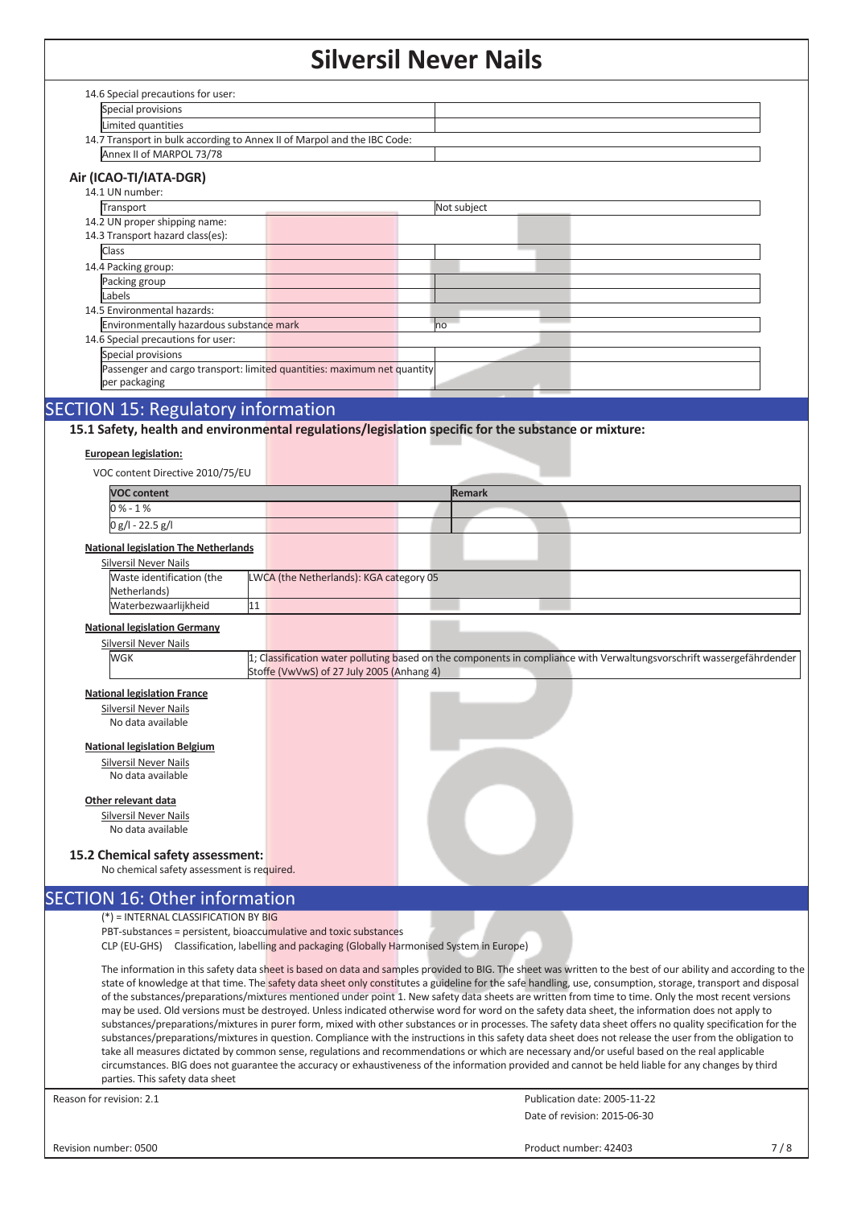14.6 Special precautions for user:

| Special provisions | |
|---|---|
| Limited quantities | |

14.7 Transport in bulk according to Annex II of Marpol and the IBC Code:

| Annex II of MARPOL 73/78 | |
|---|---|

### Air (ICAO-TI/IATA-DGR)

14.1 UN number:

| Transport | Not subject |
|---|---|

14.2 UN proper shipping name:

14.3 Transport hazard class(es):

| Class | |
|---|---|

14.4 Packing group:

| Packing group | |
|---|---|
| Labels | |

14.5 Environmental hazards:

| Environmentally hazardous substance mark | no |
|---|---|

14.6 Special precautions for user:

| Special provisions | |
|---|---|
| Passenger and cargo transport: limited quantities: maximum net quantity per packaging | |

## SECTION 15: Regulatory information

### 15.1 Safety, health and environmental regulations/legislation specific for the substance or mixture:

**European legislation:**

VOC content Directive 2010/75/EU

| VOC content | Remark |
|---|---|
| 0 % - 1 % | |
| 0 g/l - 22.5 g/l | |

**National legislation The Netherlands**

Silversil Never Nails

| Waste identification (the Netherlands) | LWCA (the Netherlands): KGA category 05 |
|---|---|
| Waterbezwaarlijkheid | 11 |

**National legislation Germany**

Silversil Never Nails

| WGK | 1; Classification water polluting based on the components in compliance with Verwaltungsvorschrift wassergefährdender Stoffe (VwVwS) of 27 July 2005 (Anhang 4) |
|---|---|

**National legislation France**

Silversil Never Nails

No data available

**National legislation Belgium**

Silversil Never Nails

No data available

**Other relevant data**

Silversil Never Nails

No data available

### 15.2 Chemical safety assessment:

No chemical safety assessment is required.

## SECTION 16: Other information

(*) = INTERNAL CLASSIFICATION BY BIG

PBT-substances = persistent, bioaccumulative and toxic substances

CLP (EU-GHS) Classification, labelling and packaging (Globally Harmonised System in Europe)

The information in this safety data sheet is based on data and samples provided to BIG. The sheet was written to the best of our ability and according to the state of knowledge at that time. The safety data sheet only constitutes a guideline for the safe handling, use, consumption, storage, transport and disposal of the substances/preparations/mixtures mentioned under point 1. New safety data sheets are written from time to time. Only the most recent versions may be used. Old versions must be destroyed. Unless indicated otherwise word for word on the safety data sheet, the information does not apply to substances/preparations/mixtures in purer form, mixed with other substances or in processes. The safety data sheet offers no quality specification for the substances/preparations/mixtures in question. Compliance with the instructions in this safety data sheet does not release the user from the obligation to take all measures dictated by common sense, regulations and recommendations or which are necessary and/or useful based on the real applicable circumstances. BIG does not guarantee the accuracy or exhaustiveness of the information provided and cannot be held liable for any changes by third parties. This safety data sheet

Reason for revision: 2.1

Publication date: 2005-11-22

Date of revision: 2015-06-30

Revision number: 0500

Product number: 42403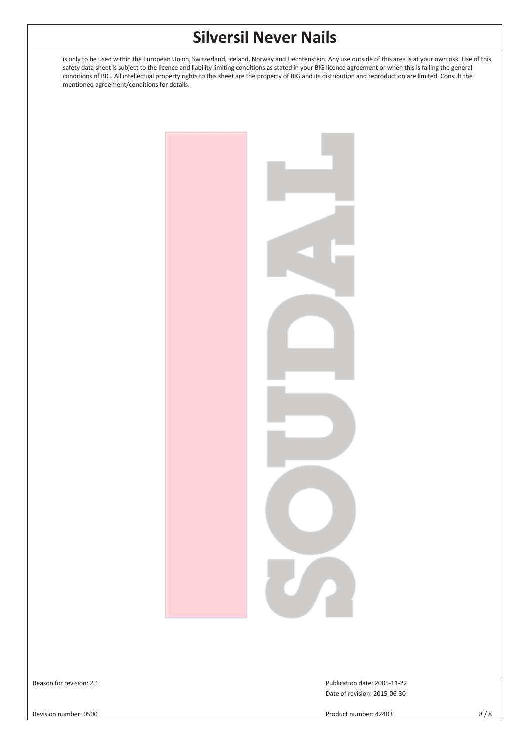is only to be used within the European Union, Switzerland, Iceland, Norway and Liechtenstein. Any use outside of this area is at your own risk. Use of this safety data sheet is subject to the licence and liability limiting conditions as stated in your BIG licence agreement or when this is failing the general conditions of BIG. All intellectual property rights to this sheet are the property of BIG and its distribution and reproduction are limited. Consult the mentioned agreement/conditions for details.

Reason for revision: 2.1

Publication date: 2005-11-22

Date of revision: 2015-06-30

Revision number: 0500

Product number: 42403